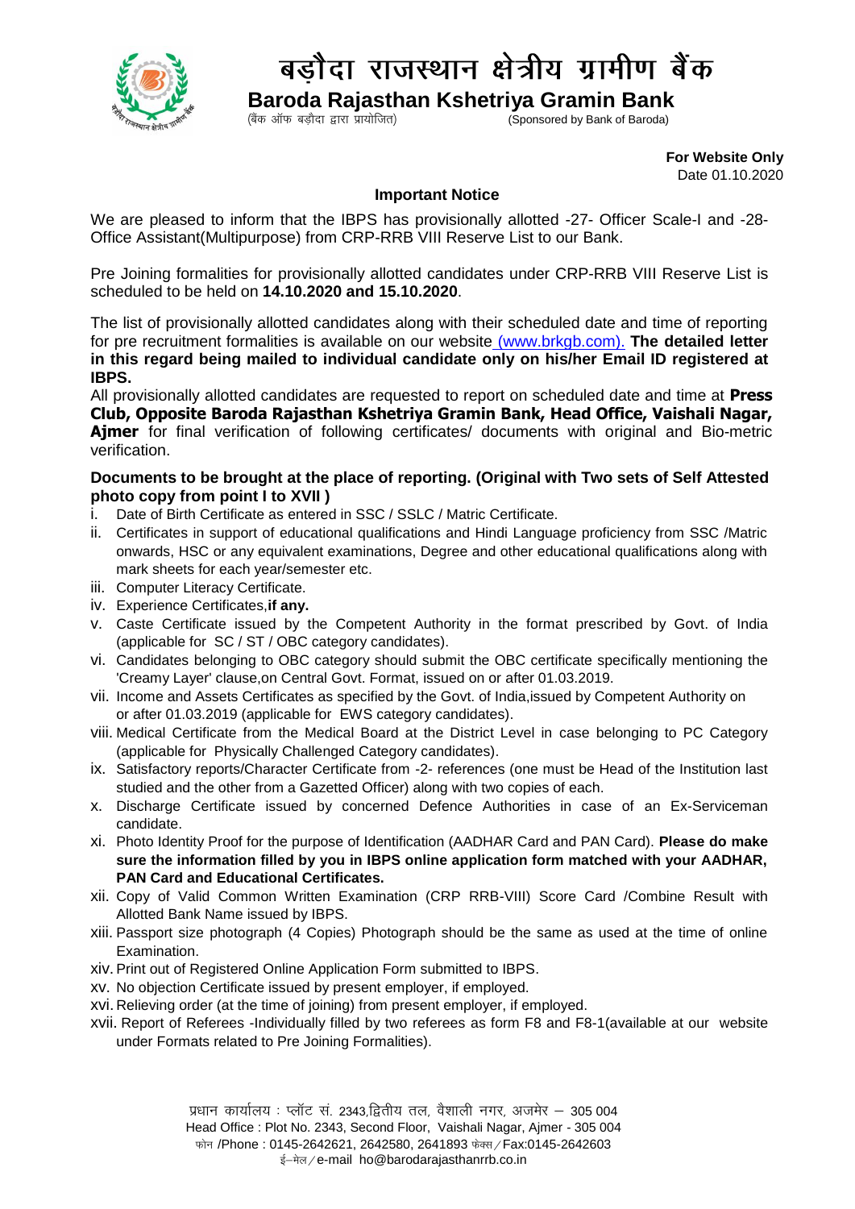# बड़ौदा राजस्थान क्षेत्रीय ग्रामीण बैंक

## Baroda Rajasthan Kshetriya Gramin Bank

(बैंक ऑफ बड़ौदा द्वारा प्रायोजित) (Sponsored by Bank of Baroda)

**For Website Only**
Date 01.10.2020

### Important Notice

We are pleased to inform that the IBPS has provisionally allotted -27- Officer Scale-I and -28- Office Assistant(Multipurpose) from CRP-RRB VIII Reserve List to our Bank.

Pre Joining formalities for provisionally allotted candidates under CRP-RRB VIII Reserve List is scheduled to be held on **14.10.2020 and 15.10.2020**.

The list of provisionally allotted candidates along with their scheduled date and time of reporting for pre recruitment formalities is available on our website (www.brkgb.com). **The detailed letter in this regard being mailed to individual candidate only on his/her Email ID registered at IBPS.**

All provisionally allotted candidates are requested to report on scheduled date and time at **Press Club, Opposite Baroda Rajasthan Kshetriya Gramin Bank, Head Office, Vaishali Nagar, Ajmer** for final verification of following certificates/ documents with original and Bio-metric verification.

**Documents to be brought at the place of reporting. (Original with Two sets of Self Attested photo copy from point I to XVII )**

i. Date of Birth Certificate as entered in SSC / SSLC / Matric Certificate.
ii. Certificates in support of educational qualifications and Hindi Language proficiency from SSC /Matric onwards, HSC or any equivalent examinations, Degree and other educational qualifications along with mark sheets for each year/semester etc.
iii. Computer Literacy Certificate.
iv. Experience Certificates,**if any.**
v. Caste Certificate issued by the Competent Authority in the format prescribed by Govt. of India (applicable for SC / ST / OBC category candidates).
vi. Candidates belonging to OBC category should submit the OBC certificate specifically mentioning the 'Creamy Layer' clause,on Central Govt. Format, issued on or after 01.03.2019.
vii. Income and Assets Certificates as specified by the Govt. of India,issued by Competent Authority on or after 01.03.2019 (applicable for EWS category candidates).
viii. Medical Certificate from the Medical Board at the District Level in case belonging to PC Category (applicable for Physically Challenged Category candidates).
ix. Satisfactory reports/Character Certificate from -2- references (one must be Head of the Institution last studied and the other from a Gazetted Officer) along with two copies of each.
x. Discharge Certificate issued by concerned Defence Authorities in case of an Ex-Serviceman candidate.
xi. Photo Identity Proof for the purpose of Identification (AADHAR Card and PAN Card). **Please do make sure the information filled by you in IBPS online application form matched with your AADHAR, PAN Card and Educational Certificates.**
xii. Copy of Valid Common Written Examination (CRP RRB-VIII) Score Card /Combine Result with Allotted Bank Name issued by IBPS.
xiii. Passport size photograph (4 Copies) Photograph should be the same as used at the time of online Examination.
xiv. Print out of Registered Online Application Form submitted to IBPS.
xv. No objection Certificate issued by present employer, if employed.
xvi. Relieving order (at the time of joining) from present employer, if employed.
xvii. Report of Referees -Individually filled by two referees as form F8 and F8-1(available at our website under Formats related to Pre Joining Formalities).

प्रधान कार्यालय : प्लॉट सं. 2343,द्वितीय तल, वैशाली नगर, अजमेर – 305 004
Head Office : Plot No. 2343, Second Floor, Vaishali Nagar, Ajmer - 305 004
फोन /Phone : 0145-2642621, 2642580, 2641893 फेक्स / Fax:0145-2642603
ई–मेल / e-mail ho@barodarajasthanrrb.co.in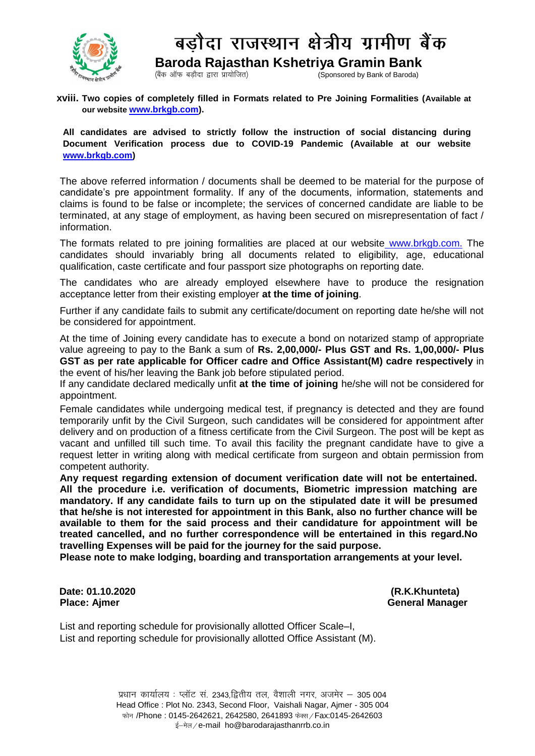**xviii. Two copies of completely filled in Formats related to Pre Joining Formalities (Available at our website www.brkgb.com).**

**All candidates are advised to strictly follow the instruction of social distancing during Document Verification process due to COVID-19 Pandemic (Available at our website www.brkgb.com)**

The above referred information / documents shall be deemed to be material for the purpose of candidate's pre appointment formality. If any of the documents, information, statements and claims is found to be false or incomplete; the services of concerned candidate are liable to be terminated, at any stage of employment, as having been secured on misrepresentation of fact / information.

The formats related to pre joining formalities are placed at our website www.brkgb.com. The candidates should invariably bring all documents related to eligibility, age, educational qualification, caste certificate and four passport size photographs on reporting date.

The candidates who are already employed elsewhere have to produce the resignation acceptance letter from their existing employer **at the time of joining**.

Further if any candidate fails to submit any certificate/document on reporting date he/she will not be considered for appointment.

At the time of Joining every candidate has to execute a bond on notarized stamp of appropriate value agreeing to pay to the Bank a sum of **Rs. 2,00,000/- Plus GST and Rs. 1,00,000/- Plus GST as per rate applicable for Officer cadre and Office Assistant(M) cadre respectively** in the event of his/her leaving the Bank job before stipulated period.

If any candidate declared medically unfit **at the time of joining** he/she will not be considered for appointment.

Female candidates while undergoing medical test, if pregnancy is detected and they are found temporarily unfit by the Civil Surgeon, such candidates will be considered for appointment after delivery and on production of a fitness certificate from the Civil Surgeon. The post will be kept as vacant and unfilled till such time. To avail this facility the pregnant candidate have to give a request letter in writing along with medical certificate from surgeon and obtain permission from competent authority.

**Any request regarding extension of document verification date will not be entertained. All the procedure i.e. verification of documents, Biometric impression matching are mandatory. If any candidate fails to turn up on the stipulated date it will be presumed that he/she is not interested for appointment in this Bank, also no further chance will be available to them for the said process and their candidature for appointment will be treated cancelled, and no further correspondence will be entertained in this regard.No travelling Expenses will be paid for the journey for the said purpose.**

**Please note to make lodging, boarding and transportation arrangements at your level.**

**Date: 01.10.2020**
**Place: Ajmer**

**(R.K.Khunteta)**
**General Manager**

List and reporting schedule for provisionally allotted Officer Scale–I,
List and reporting schedule for provisionally allotted Office Assistant (M).